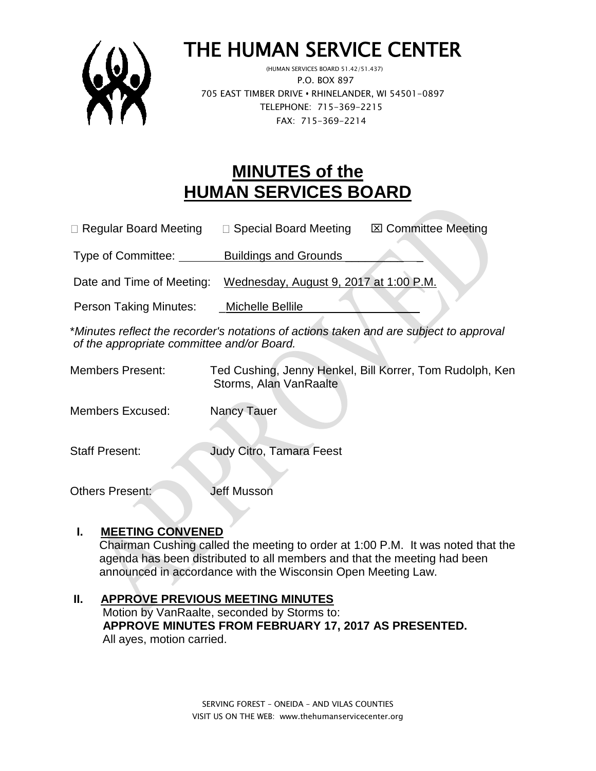# THE HUMAN SERVICE CENTER

(HUMAN SERVICES BOARD 51.42/51.437)
P.O. BOX 897
705 EAST TIMBER DRIVE • RHINELANDER, WI 54501-0897
TELEPHONE: 715-369-2215
FAX: 715-369-2214

# MINUTES of the HUMAN SERVICES BOARD

☐ Regular Board Meeting ☐ Special Board Meeting ☒ Committee Meeting

Type of Committee: Buildings and Grounds

Date and Time of Meeting: Wednesday, August 9, 2017 at 1:00 P.M.

Person Taking Minutes: Michelle Bellile

**Minutes reflect the recorder's notations of actions taken and are subject to approval of the appropriate committee and/or Board.*

Members Present: Ted Cushing, Jenny Henkel, Bill Korrer, Tom Rudolph, Ken Storms, Alan VanRaalte

Members Excused: Nancy Tauer

Staff Present: Judy Citro, Tamara Feest

Others Present: Jeff Musson

## I. MEETING CONVENED

Chairman Cushing called the meeting to order at 1:00 P.M. It was noted that the agenda has been distributed to all members and that the meeting had been announced in accordance with the Wisconsin Open Meeting Law.

## II. APPROVE PREVIOUS MEETING MINUTES

Motion by VanRaalte, seconded by Storms to:
**APPROVE MINUTES FROM FEBRUARY 17, 2017 AS PRESENTED.**
All ayes, motion carried.

SERVING FOREST – ONEIDA – AND VILAS COUNTIES
VISIT US ON THE WEB: www.thehumanservicecenter.org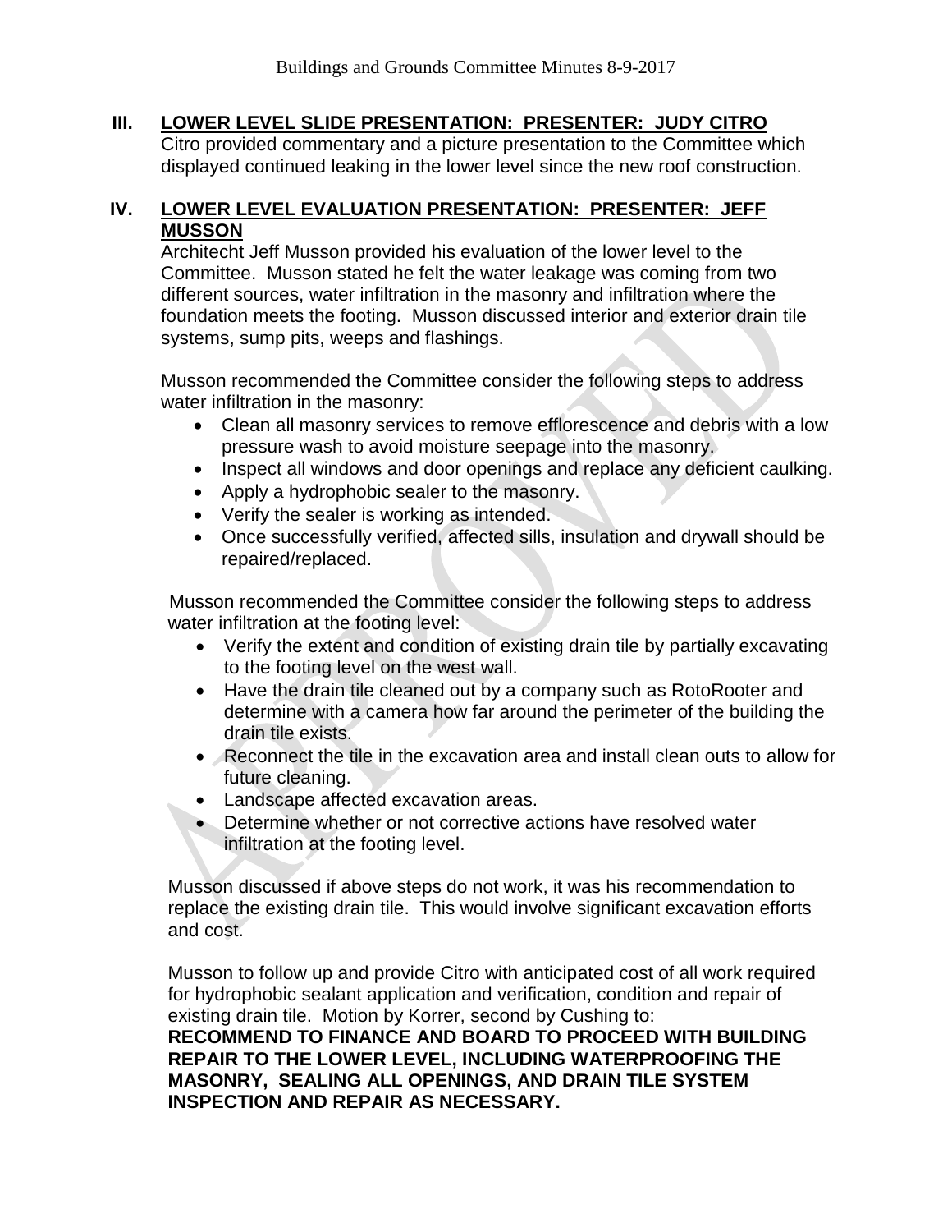## III. LOWER LEVEL SLIDE PRESENTATION: PRESENTER: JUDY CITRO

Citro provided commentary and a picture presentation to the Committee which displayed continued leaking in the lower level since the new roof construction.

## IV. LOWER LEVEL EVALUATION PRESENTATION: PRESENTER: JEFF MUSSON

Architecht Jeff Musson provided his evaluation of the lower level to the Committee. Musson stated he felt the water leakage was coming from two different sources, water infiltration in the masonry and infiltration where the foundation meets the footing. Musson discussed interior and exterior drain tile systems, sump pits, weeps and flashings.

Musson recommended the Committee consider the following steps to address water infiltration in the masonry:

- Clean all masonry services to remove efflorescence and debris with a low pressure wash to avoid moisture seepage into the masonry.
- Inspect all windows and door openings and replace any deficient caulking.
- Apply a hydrophobic sealer to the masonry.
- Verify the sealer is working as intended.
- Once successfully verified, affected sills, insulation and drywall should be repaired/replaced.

Musson recommended the Committee consider the following steps to address water infiltration at the footing level:

- Verify the extent and condition of existing drain tile by partially excavating to the footing level on the west wall.
- Have the drain tile cleaned out by a company such as RotoRooter and determine with a camera how far around the perimeter of the building the drain tile exists.
- Reconnect the tile in the excavation area and install clean outs to allow for future cleaning.
- Landscape affected excavation areas.
- Determine whether or not corrective actions have resolved water infiltration at the footing level.

Musson discussed if above steps do not work, it was his recommendation to replace the existing drain tile. This would involve significant excavation efforts and cost.

Musson to follow up and provide Citro with anticipated cost of all work required for hydrophobic sealant application and verification, condition and repair of existing drain tile. Motion by Korrer, second by Cushing to:
**RECOMMEND TO FINANCE AND BOARD TO PROCEED WITH BUILDING REPAIR TO THE LOWER LEVEL, INCLUDING WATERPROOFING THE MASONRY, SEALING ALL OPENINGS, AND DRAIN TILE SYSTEM INSPECTION AND REPAIR AS NECESSARY.**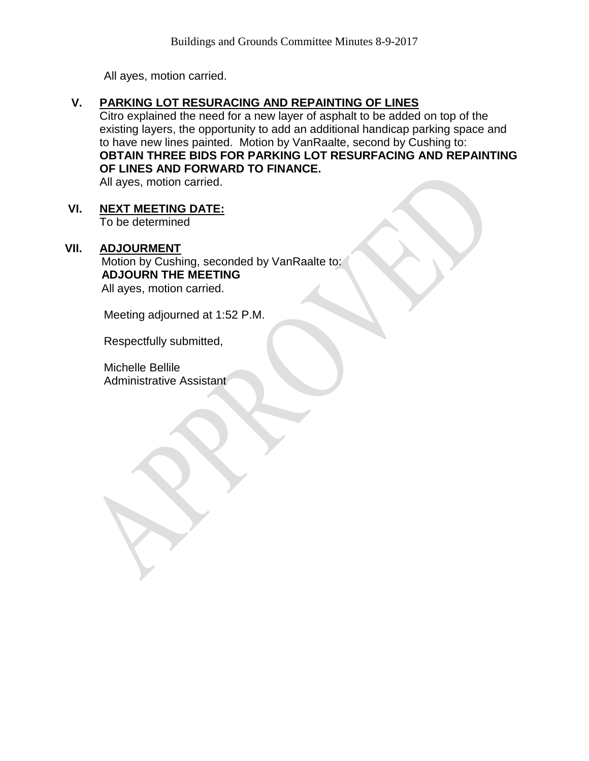All ayes, motion carried.

## V. PARKING LOT RESURACING AND REPAINTING OF LINES

Citro explained the need for a new layer of asphalt to be added on top of the existing layers, the opportunity to add an additional handicap parking space and to have new lines painted. Motion by VanRaalte, second by Cushing to:
**OBTAIN THREE BIDS FOR PARKING LOT RESURFACING AND REPAINTING OF LINES AND FORWARD TO FINANCE.**
All ayes, motion carried.

## VI. NEXT MEETING DATE:

To be determined

## VII. ADJOURMENT

Motion by Cushing, seconded by VanRaalte to:
**ADJOURN THE MEETING**
All ayes, motion carried.

Meeting adjourned at 1:52 P.M.

Respectfully submitted,

Michelle Bellile
Administrative Assistant

APPROVED